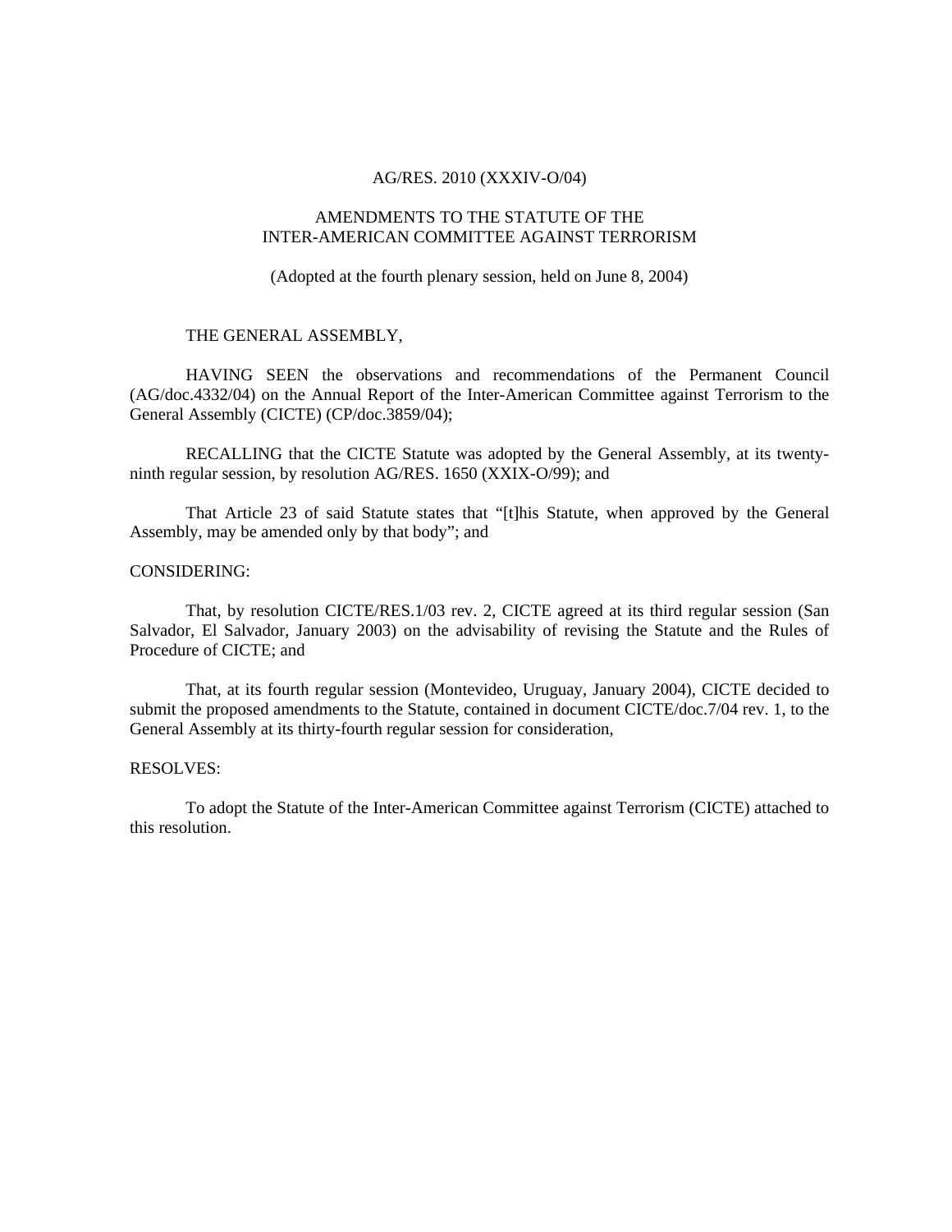AG/RES. 2010 (XXXIV-O/04)

# AMENDMENTS TO THE STATUTE OF THE INTER-AMERICAN COMMITTEE AGAINST TERRORISM

(Adopted at the fourth plenary session, held on June 8, 2004)

THE GENERAL ASSEMBLY,

HAVING SEEN the observations and recommendations of the Permanent Council (AG/doc.4332/04) on the Annual Report of the Inter-American Committee against Terrorism to the General Assembly (CICTE) (CP/doc.3859/04);

RECALLING that the CICTE Statute was adopted by the General Assembly, at its twenty-ninth regular session, by resolution AG/RES. 1650 (XXIX-O/99); and

That Article 23 of said Statute states that "[t]his Statute, when approved by the General Assembly, may be amended only by that body"; and

CONSIDERING:

That, by resolution CICTE/RES.1/03 rev. 2, CICTE agreed at its third regular session (San Salvador, El Salvador, January 2003) on the advisability of revising the Statute and the Rules of Procedure of CICTE; and

That, at its fourth regular session (Montevideo, Uruguay, January 2004), CICTE decided to submit the proposed amendments to the Statute, contained in document CICTE/doc.7/04 rev. 1, to the General Assembly at its thirty-fourth regular session for consideration,

RESOLVES:

To adopt the Statute of the Inter-American Committee against Terrorism (CICTE) attached to this resolution.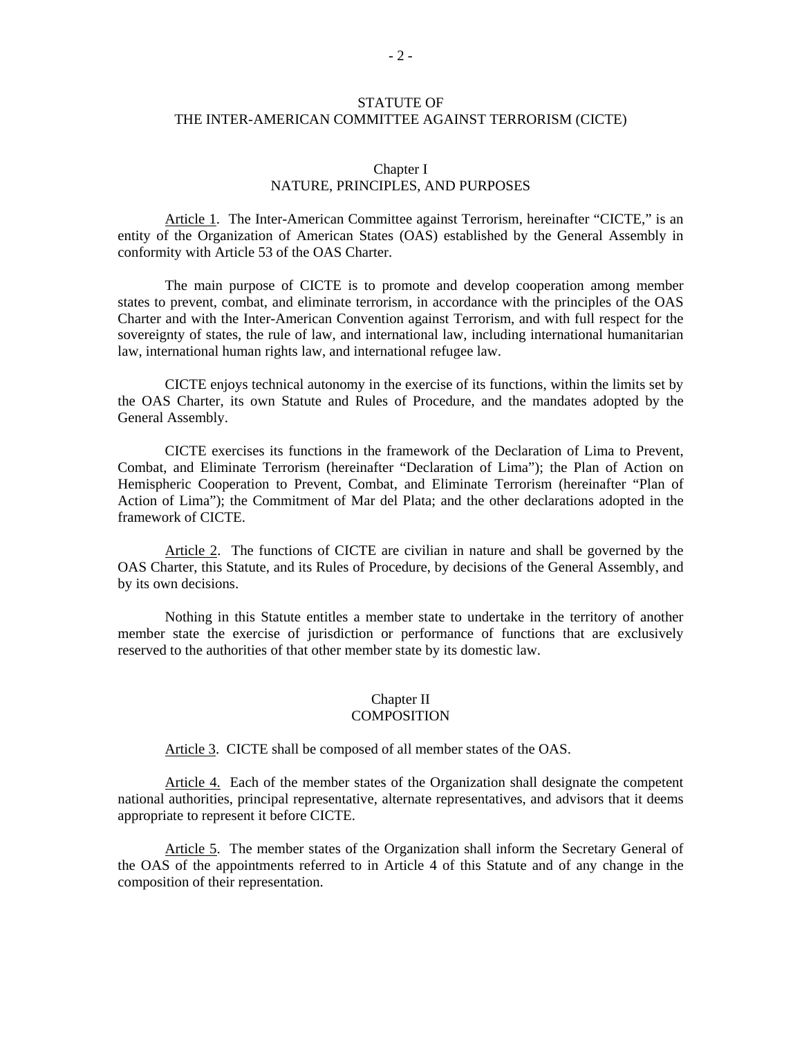# STATUTE OF THE INTER-AMERICAN COMMITTEE AGAINST TERRORISM (CICTE)

## Chapter I
## NATURE, PRINCIPLES, AND PURPOSES

Article 1. The Inter-American Committee against Terrorism, hereinafter "CICTE," is an entity of the Organization of American States (OAS) established by the General Assembly in conformity with Article 53 of the OAS Charter.

The main purpose of CICTE is to promote and develop cooperation among member states to prevent, combat, and eliminate terrorism, in accordance with the principles of the OAS Charter and with the Inter-American Convention against Terrorism, and with full respect for the sovereignty of states, the rule of law, and international law, including international humanitarian law, international human rights law, and international refugee law.

CICTE enjoys technical autonomy in the exercise of its functions, within the limits set by the OAS Charter, its own Statute and Rules of Procedure, and the mandates adopted by the General Assembly.

CICTE exercises its functions in the framework of the Declaration of Lima to Prevent, Combat, and Eliminate Terrorism (hereinafter "Declaration of Lima"); the Plan of Action on Hemispheric Cooperation to Prevent, Combat, and Eliminate Terrorism (hereinafter "Plan of Action of Lima"); the Commitment of Mar del Plata; and the other declarations adopted in the framework of CICTE.

Article 2. The functions of CICTE are civilian in nature and shall be governed by the OAS Charter, this Statute, and its Rules of Procedure, by decisions of the General Assembly, and by its own decisions.

Nothing in this Statute entitles a member state to undertake in the territory of another member state the exercise of jurisdiction or performance of functions that are exclusively reserved to the authorities of that other member state by its domestic law.

## Chapter II
## COMPOSITION

Article 3. CICTE shall be composed of all member states of the OAS.

Article 4. Each of the member states of the Organization shall designate the competent national authorities, principal representative, alternate representatives, and advisors that it deems appropriate to represent it before CICTE.

Article 5. The member states of the Organization shall inform the Secretary General of the OAS of the appointments referred to in Article 4 of this Statute and of any change in the composition of their representation.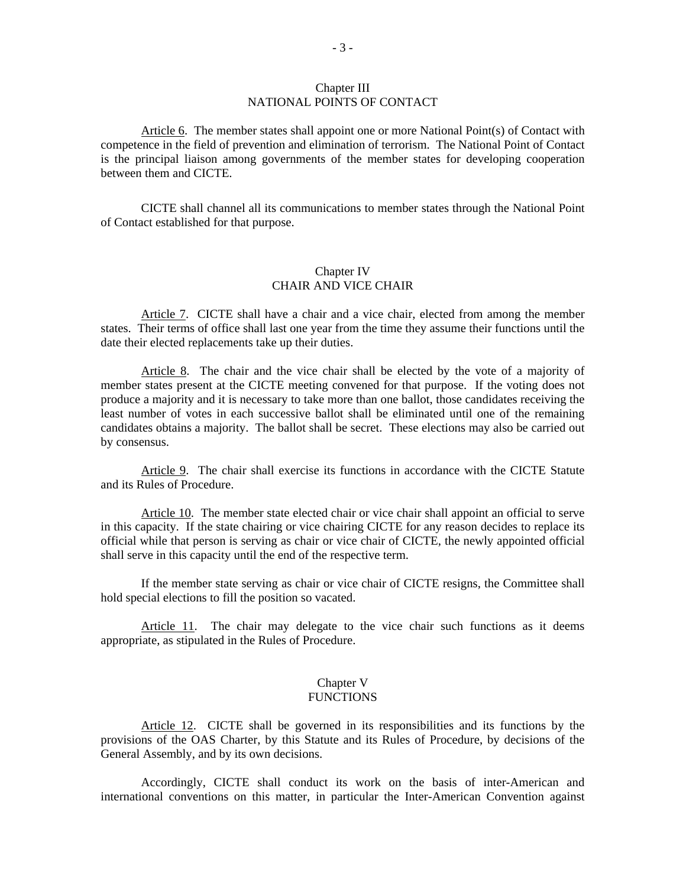## Chapter III
## NATIONAL POINTS OF CONTACT

Article 6. The member states shall appoint one or more National Point(s) of Contact with competence in the field of prevention and elimination of terrorism. The National Point of Contact is the principal liaison among governments of the member states for developing cooperation between them and CICTE.

CICTE shall channel all its communications to member states through the National Point of Contact established for that purpose.

## Chapter IV
## CHAIR AND VICE CHAIR

Article 7. CICTE shall have a chair and a vice chair, elected from among the member states. Their terms of office shall last one year from the time they assume their functions until the date their elected replacements take up their duties.

Article 8. The chair and the vice chair shall be elected by the vote of a majority of member states present at the CICTE meeting convened for that purpose. If the voting does not produce a majority and it is necessary to take more than one ballot, those candidates receiving the least number of votes in each successive ballot shall be eliminated until one of the remaining candidates obtains a majority. The ballot shall be secret. These elections may also be carried out by consensus.

Article 9. The chair shall exercise its functions in accordance with the CICTE Statute and its Rules of Procedure.

Article 10. The member state elected chair or vice chair shall appoint an official to serve in this capacity. If the state chairing or vice chairing CICTE for any reason decides to replace its official while that person is serving as chair or vice chair of CICTE, the newly appointed official shall serve in this capacity until the end of the respective term.

If the member state serving as chair or vice chair of CICTE resigns, the Committee shall hold special elections to fill the position so vacated.

Article 11. The chair may delegate to the vice chair such functions as it deems appropriate, as stipulated in the Rules of Procedure.

## Chapter V
## FUNCTIONS

Article 12. CICTE shall be governed in its responsibilities and its functions by the provisions of the OAS Charter, by this Statute and its Rules of Procedure, by decisions of the General Assembly, and by its own decisions.

Accordingly, CICTE shall conduct its work on the basis of inter-American and international conventions on this matter, in particular the Inter-American Convention against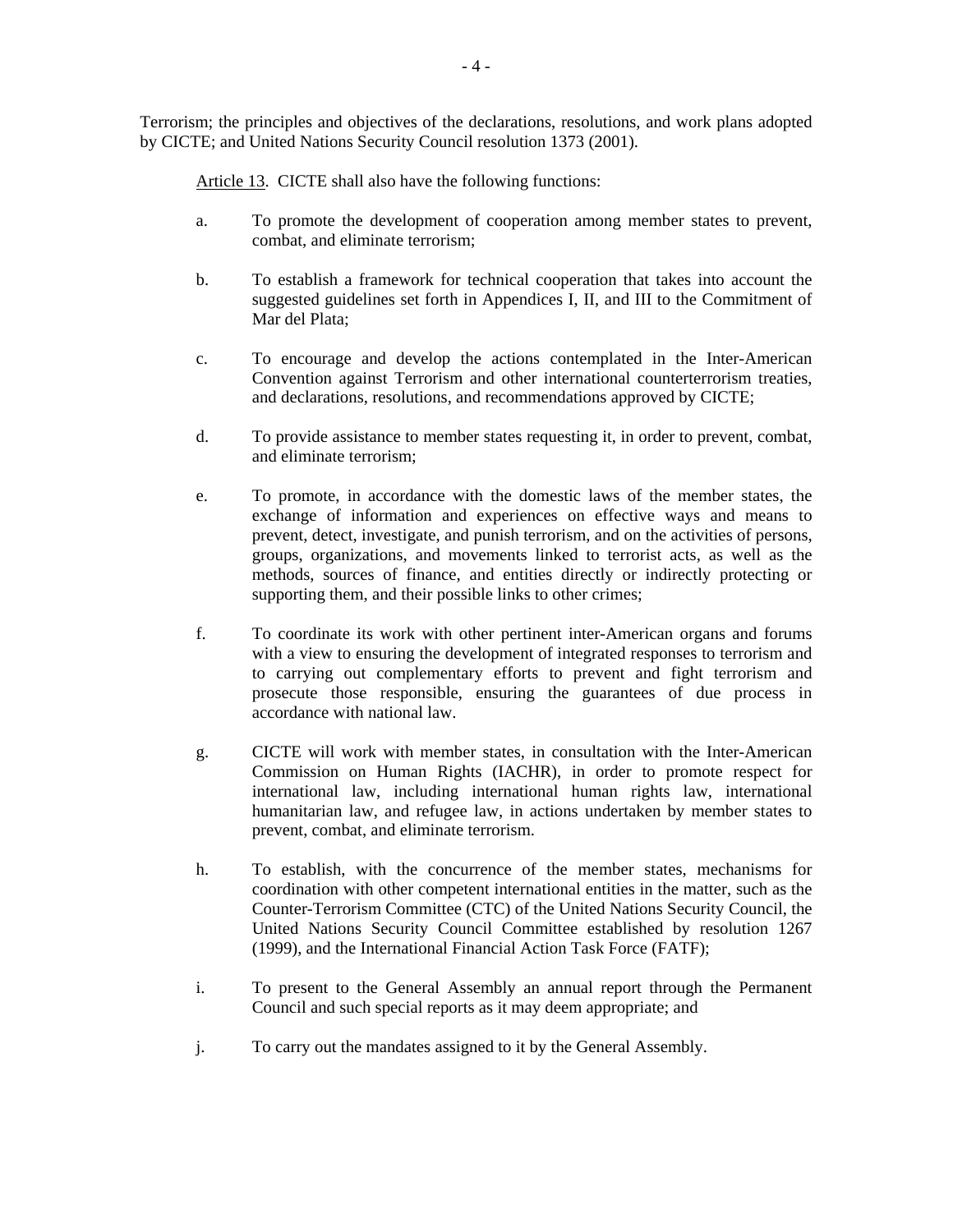Terrorism; the principles and objectives of the declarations, resolutions, and work plans adopted by CICTE; and United Nations Security Council resolution 1373 (2001).

Article 13. CICTE shall also have the following functions:

a. To promote the development of cooperation among member states to prevent, combat, and eliminate terrorism;

b. To establish a framework for technical cooperation that takes into account the suggested guidelines set forth in Appendices I, II, and III to the Commitment of Mar del Plata;

c. To encourage and develop the actions contemplated in the Inter-American Convention against Terrorism and other international counterterrorism treaties, and declarations, resolutions, and recommendations approved by CICTE;

d. To provide assistance to member states requesting it, in order to prevent, combat, and eliminate terrorism;

e. To promote, in accordance with the domestic laws of the member states, the exchange of information and experiences on effective ways and means to prevent, detect, investigate, and punish terrorism, and on the activities of persons, groups, organizations, and movements linked to terrorist acts, as well as the methods, sources of finance, and entities directly or indirectly protecting or supporting them, and their possible links to other crimes;

f. To coordinate its work with other pertinent inter-American organs and forums with a view to ensuring the development of integrated responses to terrorism and to carrying out complementary efforts to prevent and fight terrorism and prosecute those responsible, ensuring the guarantees of due process in accordance with national law.

g. CICTE will work with member states, in consultation with the Inter-American Commission on Human Rights (IACHR), in order to promote respect for international law, including international human rights law, international humanitarian law, and refugee law, in actions undertaken by member states to prevent, combat, and eliminate terrorism.

h. To establish, with the concurrence of the member states, mechanisms for coordination with other competent international entities in the matter, such as the Counter-Terrorism Committee (CTC) of the United Nations Security Council, the United Nations Security Council Committee established by resolution 1267 (1999), and the International Financial Action Task Force (FATF);

i. To present to the General Assembly an annual report through the Permanent Council and such special reports as it may deem appropriate; and

j. To carry out the mandates assigned to it by the General Assembly.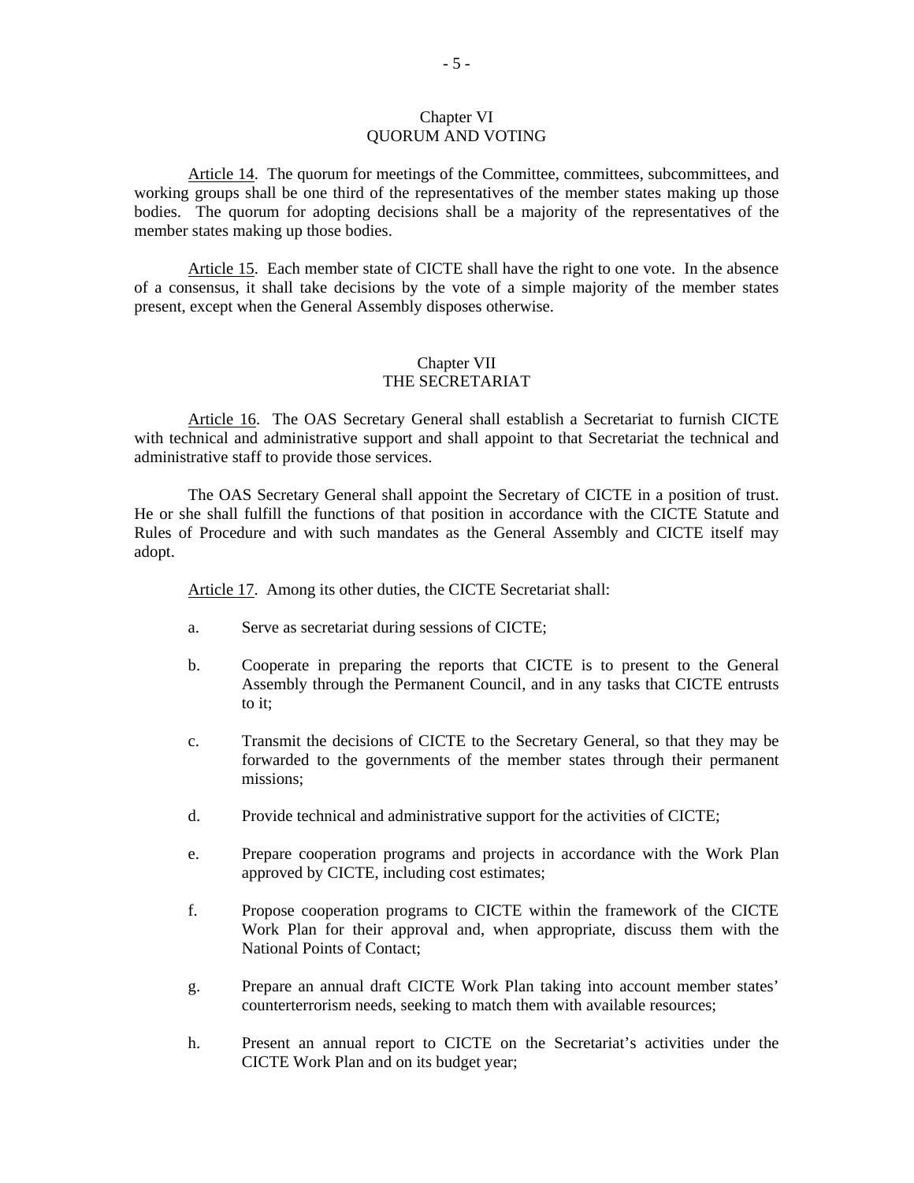## Chapter VI
## QUORUM AND VOTING

Article 14. The quorum for meetings of the Committee, committees, subcommittees, and working groups shall be one third of the representatives of the member states making up those bodies. The quorum for adopting decisions shall be a majority of the representatives of the member states making up those bodies.

Article 15. Each member state of CICTE shall have the right to one vote. In the absence of a consensus, it shall take decisions by the vote of a simple majority of the member states present, except when the General Assembly disposes otherwise.

## Chapter VII
## THE SECRETARIAT

Article 16. The OAS Secretary General shall establish a Secretariat to furnish CICTE with technical and administrative support and shall appoint to that Secretariat the technical and administrative staff to provide those services.

The OAS Secretary General shall appoint the Secretary of CICTE in a position of trust. He or she shall fulfill the functions of that position in accordance with the CICTE Statute and Rules of Procedure and with such mandates as the General Assembly and CICTE itself may adopt.

Article 17. Among its other duties, the CICTE Secretariat shall:

a. Serve as secretariat during sessions of CICTE;

b. Cooperate in preparing the reports that CICTE is to present to the General Assembly through the Permanent Council, and in any tasks that CICTE entrusts to it;

c. Transmit the decisions of CICTE to the Secretary General, so that they may be forwarded to the governments of the member states through their permanent missions;

d. Provide technical and administrative support for the activities of CICTE;

e. Prepare cooperation programs and projects in accordance with the Work Plan approved by CICTE, including cost estimates;

f. Propose cooperation programs to CICTE within the framework of the CICTE Work Plan for their approval and, when appropriate, discuss them with the National Points of Contact;

g. Prepare an annual draft CICTE Work Plan taking into account member states' counterterrorism needs, seeking to match them with available resources;

h. Present an annual report to CICTE on the Secretariat's activities under the CICTE Work Plan and on its budget year;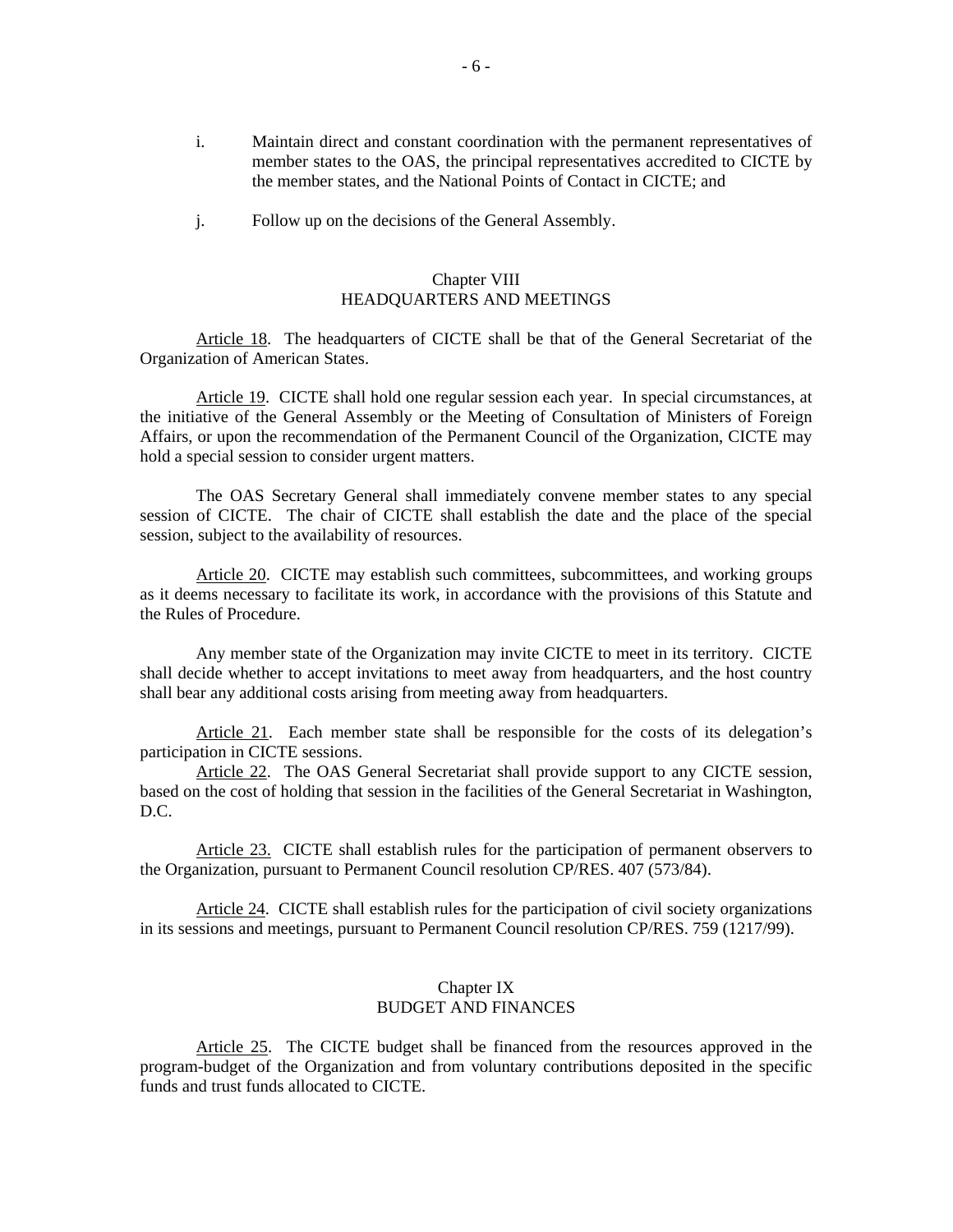i. Maintain direct and constant coordination with the permanent representatives of member states to the OAS, the principal representatives accredited to CICTE by the member states, and the National Points of Contact in CICTE; and

j. Follow up on the decisions of the General Assembly.

## Chapter VIII
## HEADQUARTERS AND MEETINGS

Article 18. The headquarters of CICTE shall be that of the General Secretariat of the Organization of American States.

Article 19. CICTE shall hold one regular session each year. In special circumstances, at the initiative of the General Assembly or the Meeting of Consultation of Ministers of Foreign Affairs, or upon the recommendation of the Permanent Council of the Organization, CICTE may hold a special session to consider urgent matters.

The OAS Secretary General shall immediately convene member states to any special session of CICTE. The chair of CICTE shall establish the date and the place of the special session, subject to the availability of resources.

Article 20. CICTE may establish such committees, subcommittees, and working groups as it deems necessary to facilitate its work, in accordance with the provisions of this Statute and the Rules of Procedure.

Any member state of the Organization may invite CICTE to meet in its territory. CICTE shall decide whether to accept invitations to meet away from headquarters, and the host country shall bear any additional costs arising from meeting away from headquarters.

Article 21. Each member state shall be responsible for the costs of its delegation's participation in CICTE sessions.

Article 22. The OAS General Secretariat shall provide support to any CICTE session, based on the cost of holding that session in the facilities of the General Secretariat in Washington, D.C.

Article 23. CICTE shall establish rules for the participation of permanent observers to the Organization, pursuant to Permanent Council resolution CP/RES. 407 (573/84).

Article 24. CICTE shall establish rules for the participation of civil society organizations in its sessions and meetings, pursuant to Permanent Council resolution CP/RES. 759 (1217/99).

## Chapter IX
## BUDGET AND FINANCES

Article 25. The CICTE budget shall be financed from the resources approved in the program-budget of the Organization and from voluntary contributions deposited in the specific funds and trust funds allocated to CICTE.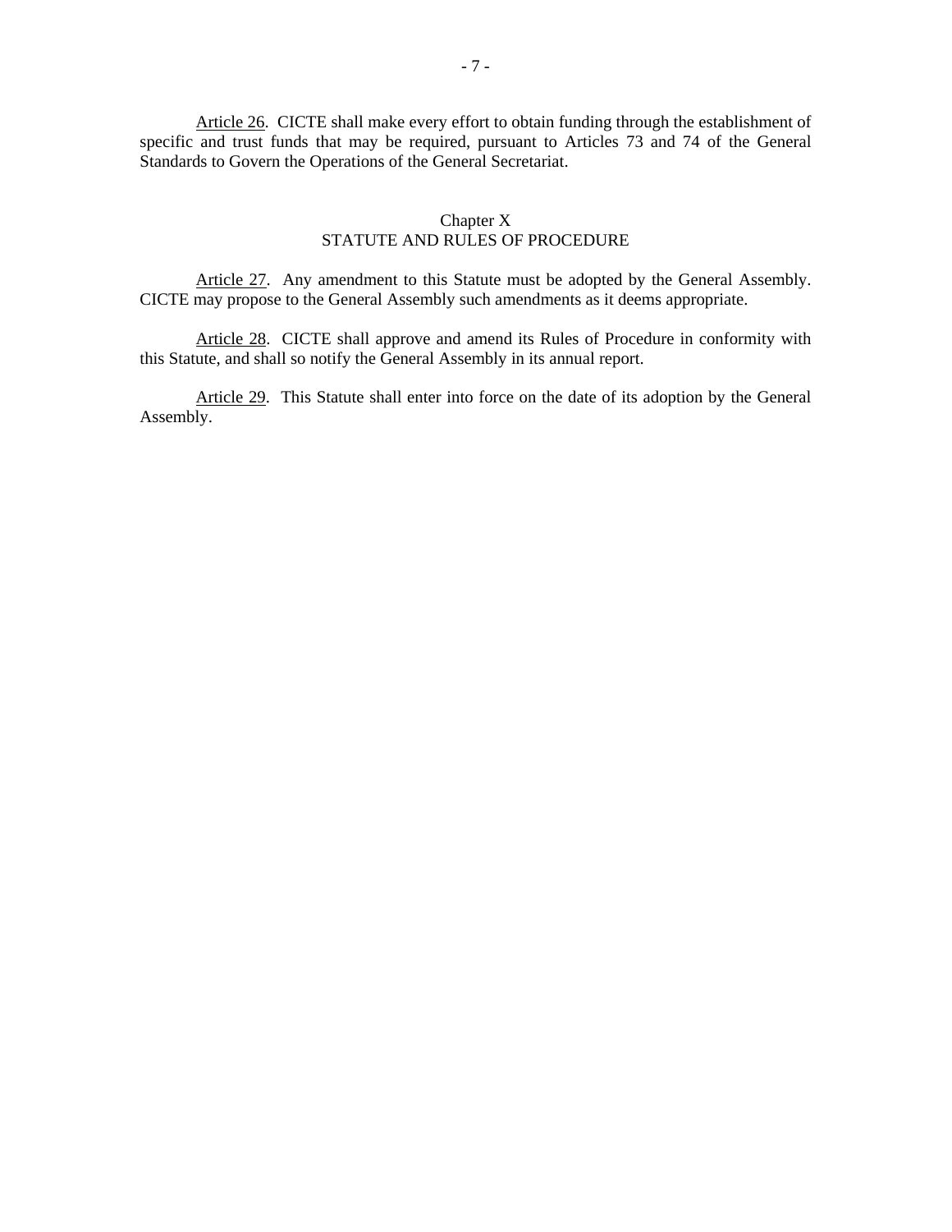Article 26. CICTE shall make every effort to obtain funding through the establishment of specific and trust funds that may be required, pursuant to Articles 73 and 74 of the General Standards to Govern the Operations of the General Secretariat.

## Chapter X
## STATUTE AND RULES OF PROCEDURE

Article 27. Any amendment to this Statute must be adopted by the General Assembly. CICTE may propose to the General Assembly such amendments as it deems appropriate.

Article 28. CICTE shall approve and amend its Rules of Procedure in conformity with this Statute, and shall so notify the General Assembly in its annual report.

Article 29. This Statute shall enter into force on the date of its adoption by the General Assembly.